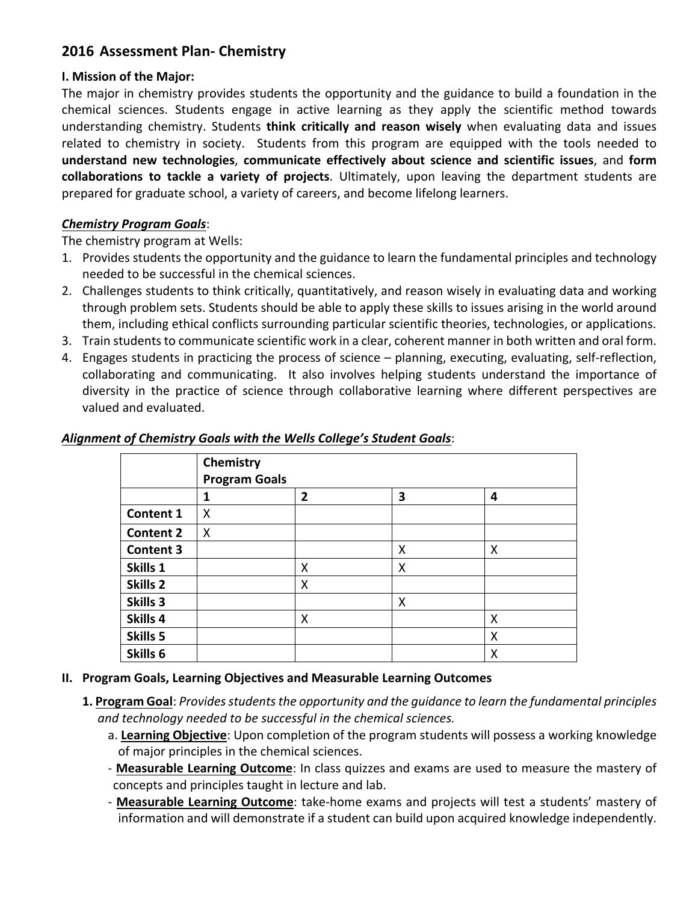## 2016 Assessment Plan- Chemistry

**I. Mission of the Major:**

The major in chemistry provides students the opportunity and the guidance to build a foundation in the chemical sciences. Students engage in active learning as they apply the scientific method towards understanding chemistry. Students **think critically and reason wisely** when evaluating data and issues related to chemistry in society. Students from this program are equipped with the tools needed to **understand new technologies**, **communicate effectively about science and scientific issues**, and **form collaborations to tackle a variety of projects**. Ultimately, upon leaving the department students are prepared for graduate school, a variety of careers, and become lifelong learners.

***Chemistry Program Goals***:

The chemistry program at Wells:

1. Provides students the opportunity and the guidance to learn the fundamental principles and technology needed to be successful in the chemical sciences.
2. Challenges students to think critically, quantitatively, and reason wisely in evaluating data and working through problem sets. Students should be able to apply these skills to issues arising in the world around them, including ethical conflicts surrounding particular scientific theories, technologies, or applications.
3. Train students to communicate scientific work in a clear, coherent manner in both written and oral form.
4. Engages students in practicing the process of science – planning, executing, evaluating, self-reflection, collaborating and communicating. It also involves helping students understand the importance of diversity in the practice of science through collaborative learning where different perspectives are valued and evaluated.

***Alignment of Chemistry Goals with the Wells College's Student Goals***:

| | **Chemistry Program Goals** | | | |
|---|---|---|---|---|
| | **1** | **2** | **3** | **4** |
| **Content 1** | X | | | |
| **Content 2** | X | | | |
| **Content 3** | | | X | X |
| **Skills 1** | | X | X | |
| **Skills 2** | | X | | |
| **Skills 3** | | | X | |
| **Skills 4** | | X | | X |
| **Skills 5** | | | | X |
| **Skills 6** | | | | X |

**II. Program Goals, Learning Objectives and Measurable Learning Outcomes**

**1. Program Goal**: *Provides students the opportunity and the guidance to learn the fundamental principles and technology needed to be successful in the chemical sciences.*

a. **Learning Objective**: Upon completion of the program students will possess a working knowledge of major principles in the chemical sciences.

- **Measurable Learning Outcome**: In class quizzes and exams are used to measure the mastery of concepts and principles taught in lecture and lab.
- **Measurable Learning Outcome**: take-home exams and projects will test a students' mastery of information and will demonstrate if a student can build upon acquired knowledge independently.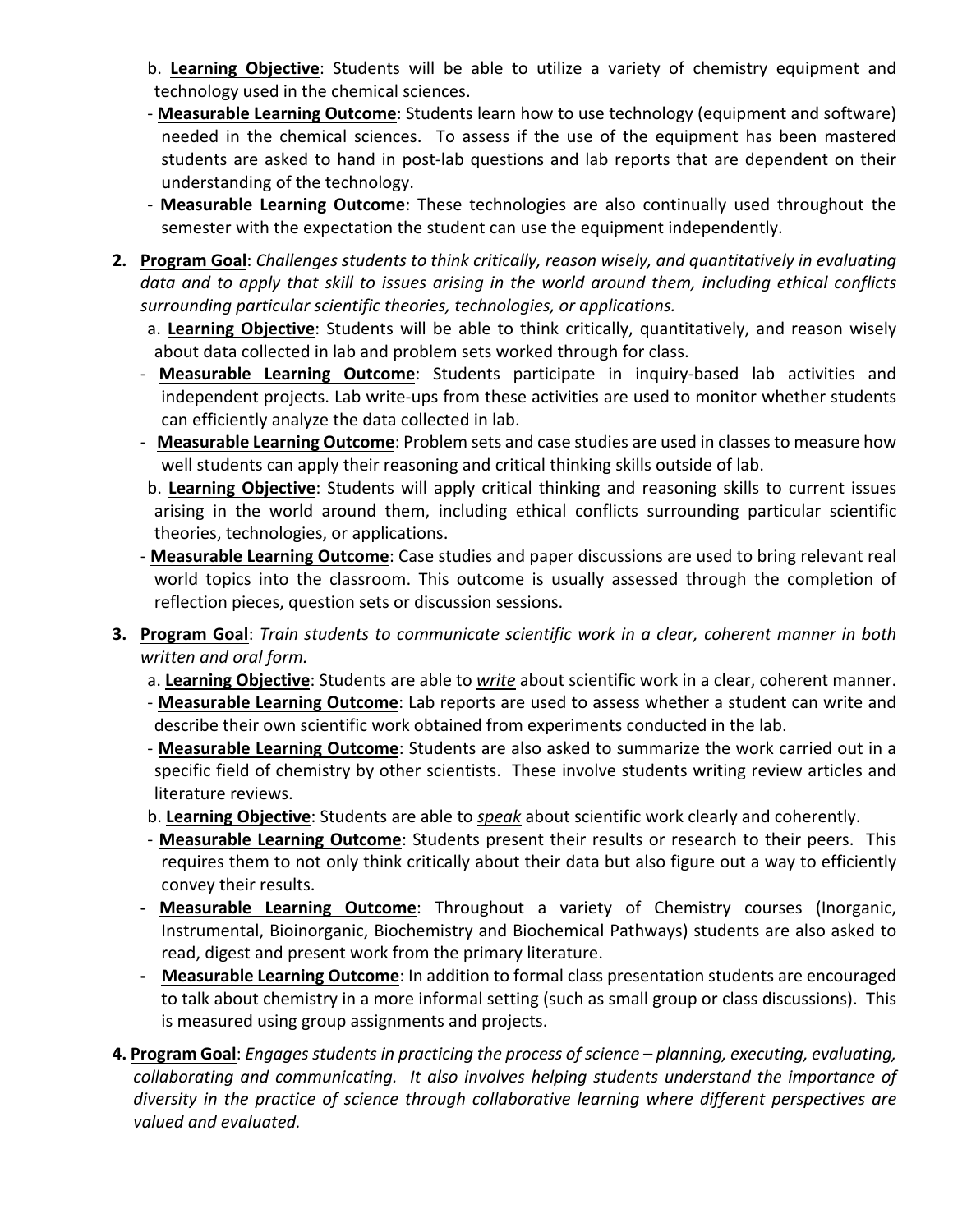b. **Learning Objective**: Students will be able to utilize a variety of chemistry equipment and technology used in the chemical sciences.

- **Measurable Learning Outcome**: Students learn how to use technology (equipment and software) needed in the chemical sciences. To assess if the use of the equipment has been mastered students are asked to hand in post-lab questions and lab reports that are dependent on their understanding of the technology.
- **Measurable Learning Outcome**: These technologies are also continually used throughout the semester with the expectation the student can use the equipment independently.

2. **Program Goal**: *Challenges students to think critically, reason wisely, and quantitatively in evaluating data and to apply that skill to issues arising in the world around them, including ethical conflicts surrounding particular scientific theories, technologies, or applications.*

   a. **Learning Objective**: Students will be able to think critically, quantitatively, and reason wisely about data collected in lab and problem sets worked through for class.

   - **Measurable Learning Outcome**: Students participate in inquiry-based lab activities and independent projects. Lab write-ups from these activities are used to monitor whether students can efficiently analyze the data collected in lab.
   - **Measurable Learning Outcome**: Problem sets and case studies are used in classes to measure how well students can apply their reasoning and critical thinking skills outside of lab.

   b. **Learning Objective**: Students will apply critical thinking and reasoning skills to current issues arising in the world around them, including ethical conflicts surrounding particular scientific theories, technologies, or applications.

   - **Measurable Learning Outcome**: Case studies and paper discussions are used to bring relevant real world topics into the classroom. This outcome is usually assessed through the completion of reflection pieces, question sets or discussion sessions.

3. **Program Goal**: *Train students to communicate scientific work in a clear, coherent manner in both written and oral form.*

   a. **Learning Objective**: Students are able to *write* about scientific work in a clear, coherent manner.

   - **Measurable Learning Outcome**: Lab reports are used to assess whether a student can write and describe their own scientific work obtained from experiments conducted in the lab.
   - **Measurable Learning Outcome**: Students are also asked to summarize the work carried out in a specific field of chemistry by other scientists. These involve students writing review articles and literature reviews.

   b. **Learning Objective**: Students are able to *speak* about scientific work clearly and coherently.

   - **Measurable Learning Outcome**: Students present their results or research to their peers. This requires them to not only think critically about their data but also figure out a way to efficiently convey their results.
   - **Measurable Learning Outcome**: Throughout a variety of Chemistry courses (Inorganic, Instrumental, Bioinorganic, Biochemistry and Biochemical Pathways) students are also asked to read, digest and present work from the primary literature.
   - **Measurable Learning Outcome**: In addition to formal class presentation students are encouraged to talk about chemistry in a more informal setting (such as small group or class discussions). This is measured using group assignments and projects.

4. **Program Goal**: *Engages students in practicing the process of science – planning, executing, evaluating, collaborating and communicating. It also involves helping students understand the importance of diversity in the practice of science through collaborative learning where different perspectives are valued and evaluated.*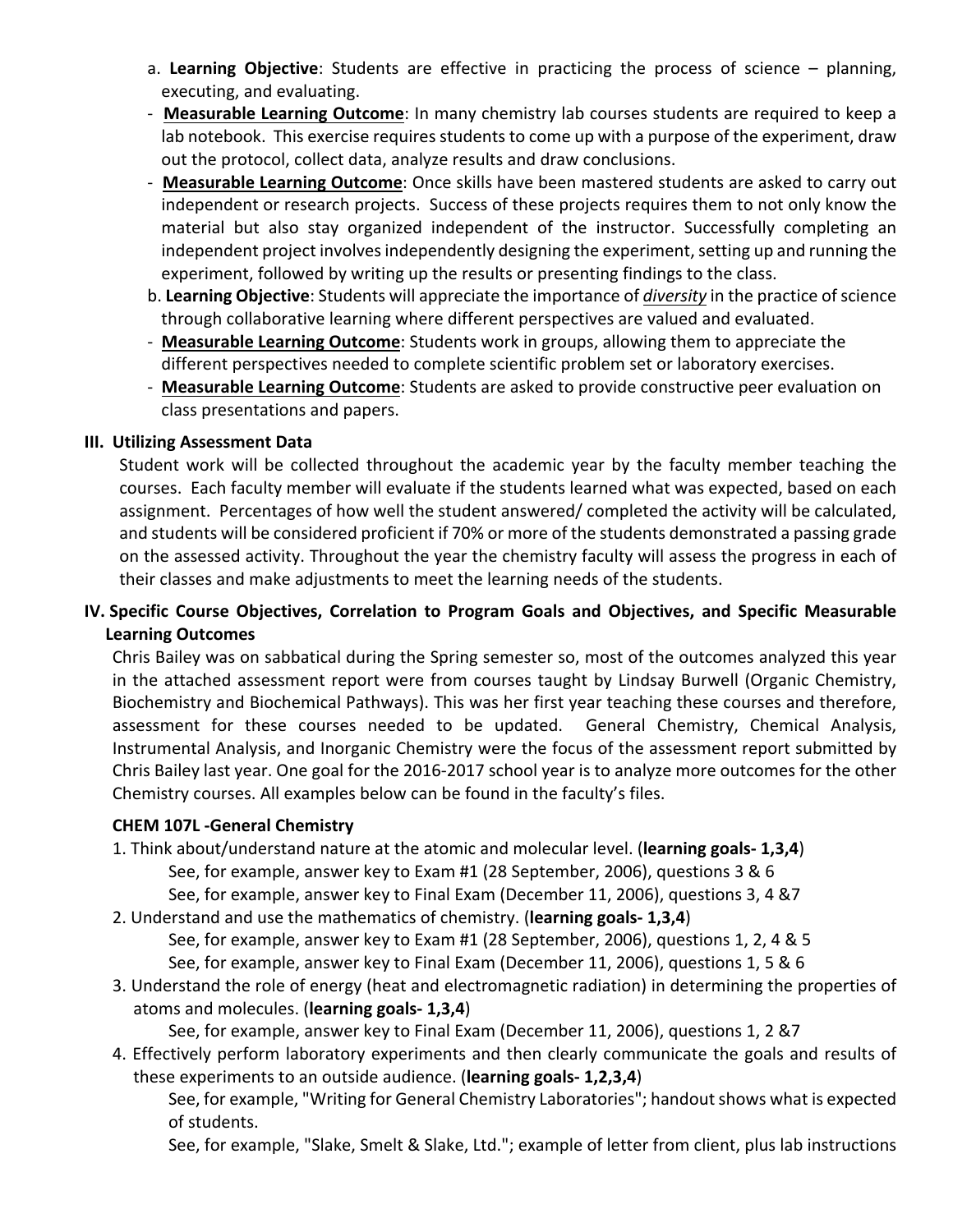a. **Learning Objective**: Students are effective in practicing the process of science – planning, executing, and evaluating.

- **Measurable Learning Outcome**: In many chemistry lab courses students are required to keep a lab notebook. This exercise requires students to come up with a purpose of the experiment, draw out the protocol, collect data, analyze results and draw conclusions.
- **Measurable Learning Outcome**: Once skills have been mastered students are asked to carry out independent or research projects. Success of these projects requires them to not only know the material but also stay organized independent of the instructor. Successfully completing an independent project involves independently designing the experiment, setting up and running the experiment, followed by writing up the results or presenting findings to the class.

b. **Learning Objective**: Students will appreciate the importance of ***diversity*** in the practice of science through collaborative learning where different perspectives are valued and evaluated.

- **Measurable Learning Outcome**: Students work in groups, allowing them to appreciate the different perspectives needed to complete scientific problem set or laboratory exercises.
- **Measurable Learning Outcome**: Students are asked to provide constructive peer evaluation on class presentations and papers.

## III. Utilizing Assessment Data

Student work will be collected throughout the academic year by the faculty member teaching the courses. Each faculty member will evaluate if the students learned what was expected, based on each assignment. Percentages of how well the student answered/ completed the activity will be calculated, and students will be considered proficient if 70% or more of the students demonstrated a passing grade on the assessed activity. Throughout the year the chemistry faculty will assess the progress in each of their classes and make adjustments to meet the learning needs of the students.

## IV. Specific Course Objectives, Correlation to Program Goals and Objectives, and Specific Measurable Learning Outcomes

Chris Bailey was on sabbatical during the Spring semester so, most of the outcomes analyzed this year in the attached assessment report were from courses taught by Lindsay Burwell (Organic Chemistry, Biochemistry and Biochemical Pathways). This was her first year teaching these courses and therefore, assessment for these courses needed to be updated. General Chemistry, Chemical Analysis, Instrumental Analysis, and Inorganic Chemistry were the focus of the assessment report submitted by Chris Bailey last year. One goal for the 2016-2017 school year is to analyze more outcomes for the other Chemistry courses. All examples below can be found in the faculty's files.

### CHEM 107L -General Chemistry

1. Think about/understand nature at the atomic and molecular level. (**learning goals- 1,3,4**)
   - See, for example, answer key to Exam #1 (28 September, 2006), questions 3 & 6
   - See, for example, answer key to Final Exam (December 11, 2006), questions 3, 4 &7
2. Understand and use the mathematics of chemistry. (**learning goals- 1,3,4**)
   - See, for example, answer key to Exam #1 (28 September, 2006), questions 1, 2, 4 & 5
   - See, for example, answer key to Final Exam (December 11, 2006), questions 1, 5 & 6
3. Understand the role of energy (heat and electromagnetic radiation) in determining the properties of atoms and molecules. (**learning goals- 1,3,4**)
   - See, for example, answer key to Final Exam (December 11, 2006), questions 1, 2 &7
4. Effectively perform laboratory experiments and then clearly communicate the goals and results of these experiments to an outside audience. (**learning goals- 1,2,3,4**)
   - See, for example, "Writing for General Chemistry Laboratories"; handout shows what is expected of students.
   - See, for example, "Slake, Smelt & Slake, Ltd."; example of letter from client, plus lab instructions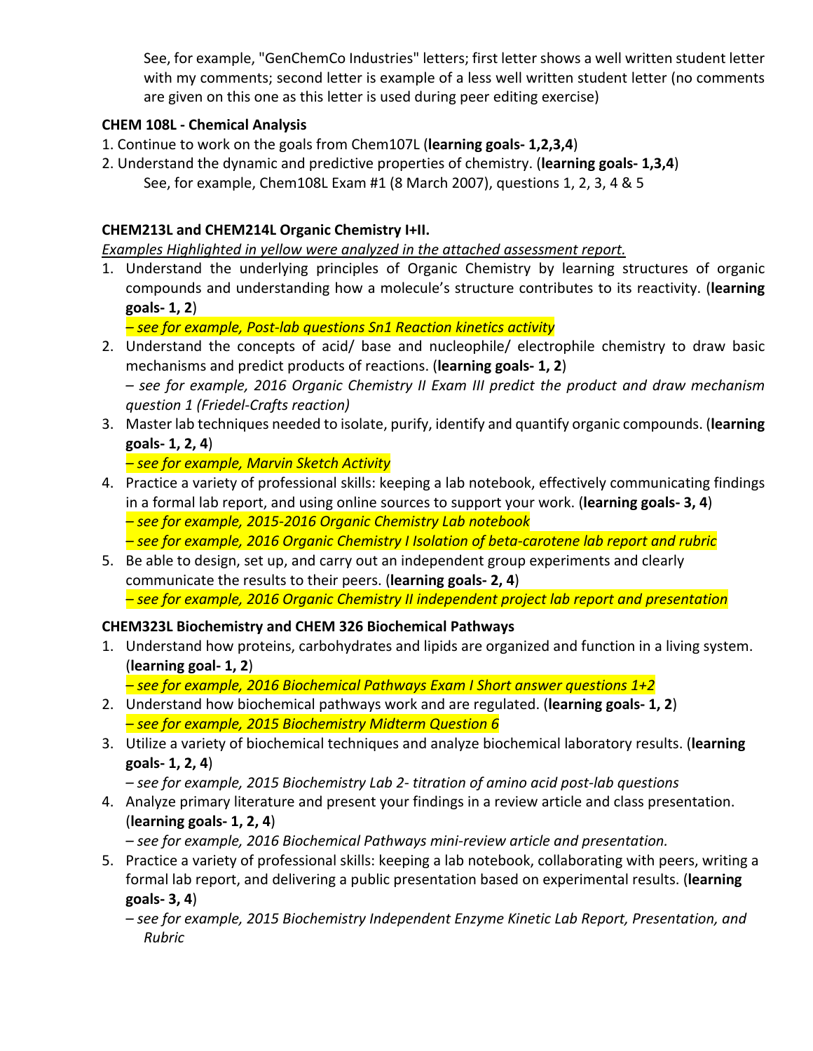See, for example, "GenChemCo Industries" letters; first letter shows a well written student letter with my comments; second letter is example of a less well written student letter (no comments are given on this one as this letter is used during peer editing exercise)

**CHEM 108L - Chemical Analysis**

1. Continue to work on the goals from Chem107L (**learning goals- 1,2,3,4**)
2. Understand the dynamic and predictive properties of chemistry. (**learning goals- 1,3,4**)
   See, for example, Chem108L Exam #1 (8 March 2007), questions 1, 2, 3, 4 & 5

**CHEM213L and CHEM214L Organic Chemistry I+II.**

*Examples Highlighted in yellow were analyzed in the attached assessment report.*

1. Understand the underlying principles of Organic Chemistry by learning structures of organic compounds and understanding how a molecule's structure contributes to its reactivity. (**learning goals- 1, 2**)
   *– see for example, Post-lab questions Sn1 Reaction kinetics activity*
2. Understand the concepts of acid/ base and nucleophile/ electrophile chemistry to draw basic mechanisms and predict products of reactions. (**learning goals- 1, 2**)
   *– see for example, 2016 Organic Chemistry II Exam III predict the product and draw mechanism question 1 (Friedel-Crafts reaction)*
3. Master lab techniques needed to isolate, purify, identify and quantify organic compounds. (**learning goals- 1, 2, 4**)
   *– see for example, Marvin Sketch Activity*
4. Practice a variety of professional skills: keeping a lab notebook, effectively communicating findings in a formal lab report, and using online sources to support your work. (**learning goals- 3, 4**)
   *– see for example, 2015-2016 Organic Chemistry Lab notebook*
   *– see for example, 2016 Organic Chemistry I Isolation of beta-carotene lab report and rubric*
5. Be able to design, set up, and carry out an independent group experiments and clearly communicate the results to their peers. (**learning goals- 2, 4**)
   *– see for example, 2016 Organic Chemistry II independent project lab report and presentation*

**CHEM323L Biochemistry and CHEM 326 Biochemical Pathways**

1. Understand how proteins, carbohydrates and lipids are organized and function in a living system. (**learning goal- 1, 2**)
   *– see for example, 2016 Biochemical Pathways Exam I Short answer questions 1+2*
2. Understand how biochemical pathways work and are regulated. (**learning goals- 1, 2**)
   *– see for example, 2015 Biochemistry Midterm Question 6*
3. Utilize a variety of biochemical techniques and analyze biochemical laboratory results. (**learning goals- 1, 2, 4**)
   *– see for example, 2015 Biochemistry Lab 2- titration of amino acid post-lab questions*
4. Analyze primary literature and present your findings in a review article and class presentation. (**learning goals- 1, 2, 4**)
   *– see for example, 2016 Biochemical Pathways mini-review article and presentation.*
5. Practice a variety of professional skills: keeping a lab notebook, collaborating with peers, writing a formal lab report, and delivering a public presentation based on experimental results. (**learning goals- 3, 4**)
   *– see for example, 2015 Biochemistry Independent Enzyme Kinetic Lab Report, Presentation, and Rubric*